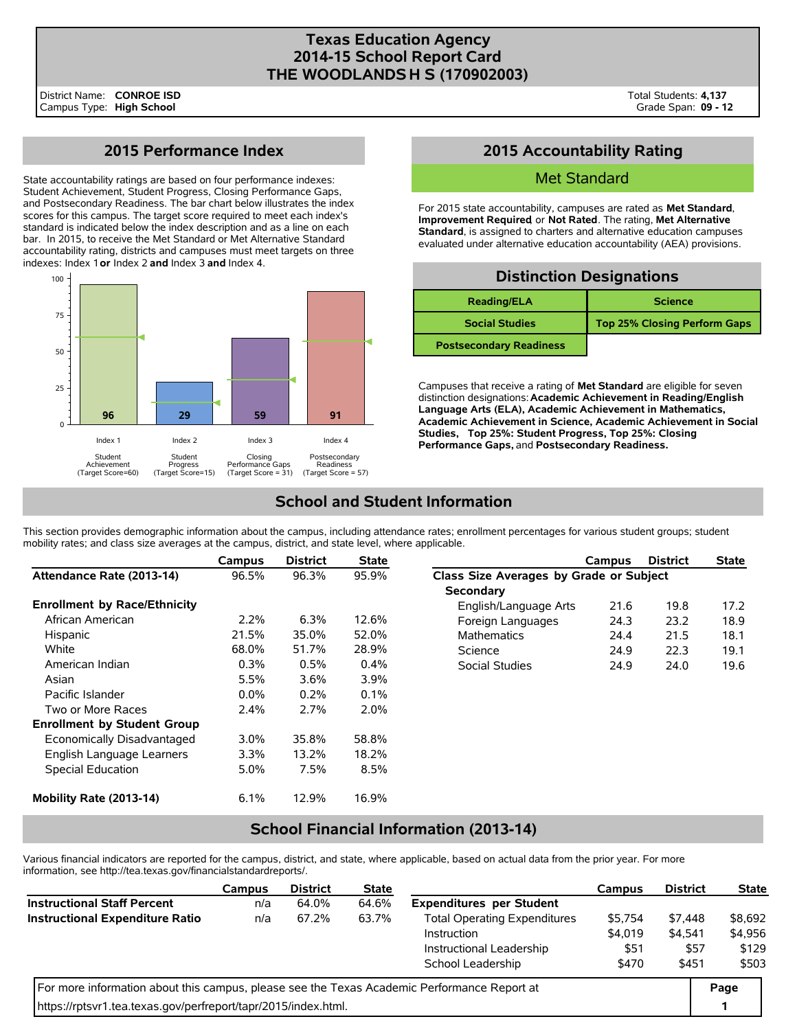# Texas Education Agency
# 2014-15 School Report Card
# THE WOODLANDS H S (170902003)

District Name: **CONROE ISD**
Campus Type: **High School**

Total Students: **4,137**
Grade Span: **09 - 12**

## 2015 Performance Index

State accountability ratings are based on four performance indexes: Student Achievement, Student Progress, Closing Performance Gaps, and Postsecondary Readiness. The bar chart below illustrates the index scores for this campus. The target score required to meet each index's standard is indicated below the index description and as a line on each bar. In 2015, to receive the Met Standard or Met Alternative Standard accountability rating, districts and campuses must meet targets on three indexes: Index 1 **or** Index 2 **and** Index 3 **and** Index 4.

| Index | Description | Score | Target Score |
|---|---|---|---|
| Index 1 | Student Achievement | 96 | 60 |
| Index 2 | Student Progress | 29 | 15 |
| Index 3 | Closing Performance Gaps | 59 | 31 |
| Index 4 | Postsecondary Readiness | 91 | 57 |

## 2015 Accountability Rating

**Met Standard**

For 2015 state accountability, campuses are rated as **Met Standard**, **Improvement Required** or **Not Rated**. The rating, **Met Alternative Standard**, is assigned to charters and alternative education campuses evaluated under alternative education accountability (AEA) provisions.

## Distinction Designations

| | |
|---|---|
| Reading/ELA | Science |
| Social Studies | Top 25% Closing Perform Gaps |
| Postsecondary Readiness | |

Campuses that receive a rating of **Met Standard** are eligible for seven distinction designations: **Academic Achievement in Reading/English Language Arts (ELA), Academic Achievement in Mathematics, Academic Achievement in Science, Academic Achievement in Social Studies, Top 25%: Student Progress, Top 25%: Closing Performance Gaps,** and **Postsecondary Readiness.**

## School and Student Information

This section provides demographic information about the campus, including attendance rates; enrollment percentages for various student groups; student mobility rates; and class size averages at the campus, district, and state level, where applicable.

| | Campus | District | State |
|---|---|---|---|
| **Attendance Rate (2013-14)** | 96.5% | 96.3% | 95.9% |
| **Enrollment by Race/Ethnicity** | | | |
| African American | 2.2% | 6.3% | 12.6% |
| Hispanic | 21.5% | 35.0% | 52.0% |
| White | 68.0% | 51.7% | 28.9% |
| American Indian | 0.3% | 0.5% | 0.4% |
| Asian | 5.5% | 3.6% | 3.9% |
| Pacific Islander | 0.0% | 0.2% | 0.1% |
| Two or More Races | 2.4% | 2.7% | 2.0% |
| **Enrollment by Student Group** | | | |
| Economically Disadvantaged | 3.0% | 35.8% | 58.8% |
| English Language Learners | 3.3% | 13.2% | 18.2% |
| Special Education | 5.0% | 7.5% | 8.5% |
| **Mobility Rate (2013-14)** | 6.1% | 12.9% | 16.9% |

| | Campus | District | State |
|---|---|---|---|
| **Class Size Averages by Grade or Subject** | | | |
| **Secondary** | | | |
| English/Language Arts | 21.6 | 19.8 | 17.2 |
| Foreign Languages | 24.3 | 23.2 | 18.9 |
| Mathematics | 24.4 | 21.5 | 18.1 |
| Science | 24.9 | 22.3 | 19.1 |
| Social Studies | 24.9 | 24.0 | 19.6 |

## School Financial Information (2013-14)

Various financial indicators are reported for the campus, district, and state, where applicable, based on actual data from the prior year. For more information, see http://tea.texas.gov/financialstandardreports/.

| | Campus | District | State |
|---|---|---|---|
| **Instructional Staff Percent** | n/a | 64.0% | 64.6% |
| **Instructional Expenditure Ratio** | n/a | 67.2% | 63.7% |

| | Campus | District | State |
|---|---|---|---|
| **Expenditures per Student** | | | |
| Total Operating Expenditures | $5,754 | $7,448 | $8,692 |
| Instruction | $4,019 | $4,541 | $4,956 |
| Instructional Leadership | $51 | $57 | $129 |
| School Leadership | $470 | $451 | $503 |

For more information about this campus, please see the Texas Academic Performance Report at https://rptsvr1.tea.texas.gov/perfreport/tapr/2015/index.html.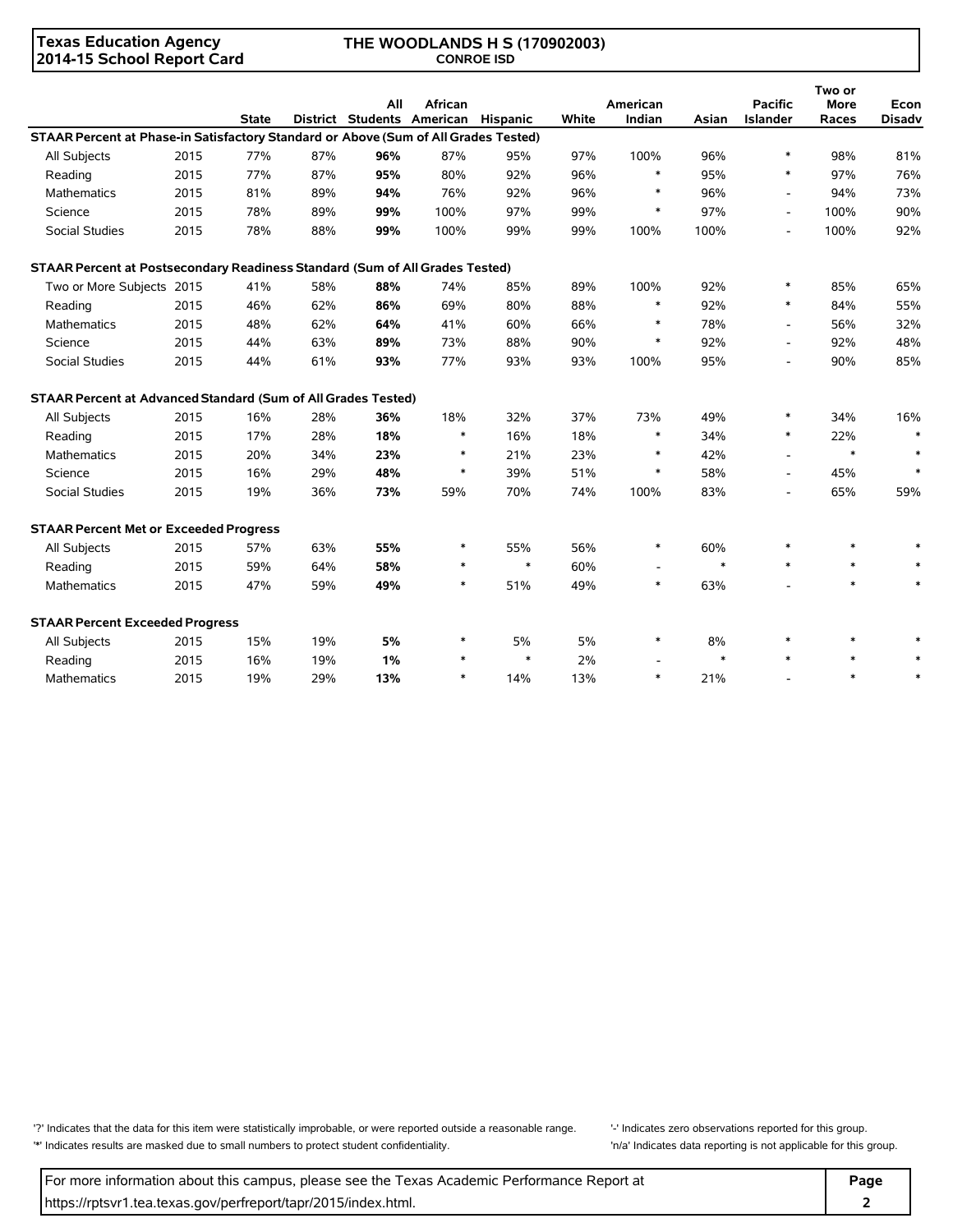Texas Education Agency
2014-15 School Report Card

THE WOODLANDS H S (170902003)
CONROE ISD

| | | State | District | All Students | African American | Hispanic | White | American Indian | Asian | Pacific Islander | Two or More Races | Econ Disadv |
|---|---|---|---|---|---|---|---|---|---|---|---|---|
| **STAAR Percent at Phase-in Satisfactory Standard or Above (Sum of All Grades Tested)** | | | | | | | | | | | | |
| All Subjects | 2015 | 77% | 87% | **96%** | 87% | 95% | 97% | 100% | 96% | * | 98% | 81% |
| Reading | 2015 | 77% | 87% | **95%** | 80% | 92% | 96% | * | 95% | * | 97% | 76% |
| Mathematics | 2015 | 81% | 89% | **94%** | 76% | 92% | 96% | * | 96% | - | 94% | 73% |
| Science | 2015 | 78% | 89% | **99%** | 100% | 97% | 99% | * | 97% | - | 100% | 90% |
| Social Studies | 2015 | 78% | 88% | **99%** | 100% | 99% | 99% | 100% | 100% | - | 100% | 92% |
| **STAAR Percent at Postsecondary Readiness Standard (Sum of All Grades Tested)** | | | | | | | | | | | | |
| Two or More Subjects | 2015 | 41% | 58% | **88%** | 74% | 85% | 89% | 100% | 92% | * | 85% | 65% |
| Reading | 2015 | 46% | 62% | **86%** | 69% | 80% | 88% | * | 92% | * | 84% | 55% |
| Mathematics | 2015 | 48% | 62% | **64%** | 41% | 60% | 66% | * | 78% | - | 56% | 32% |
| Science | 2015 | 44% | 63% | **89%** | 73% | 88% | 90% | * | 92% | - | 92% | 48% |
| Social Studies | 2015 | 44% | 61% | **93%** | 77% | 93% | 93% | 100% | 95% | - | 90% | 85% |
| **STAAR Percent at Advanced Standard (Sum of All Grades Tested)** | | | | | | | | | | | | |
| All Subjects | 2015 | 16% | 28% | **36%** | 18% | 32% | 37% | 73% | 49% | * | 34% | 16% |
| Reading | 2015 | 17% | 28% | **18%** | * | 16% | 18% | * | 34% | * | 22% | * |
| Mathematics | 2015 | 20% | 34% | **23%** | * | 21% | 23% | * | 42% | - | * | * |
| Science | 2015 | 16% | 29% | **48%** | * | 39% | 51% | * | 58% | - | 45% | * |
| Social Studies | 2015 | 19% | 36% | **73%** | 59% | 70% | 74% | 100% | 83% | - | 65% | 59% |
| **STAAR Percent Met or Exceeded Progress** | | | | | | | | | | | | |
| All Subjects | 2015 | 57% | 63% | **55%** | * | 55% | 56% | * | 60% | * | * | * |
| Reading | 2015 | 59% | 64% | **58%** | * | * | 60% | - | * | * | * | * |
| Mathematics | 2015 | 47% | 59% | **49%** | * | 51% | 49% | * | 63% | - | * | * |
| **STAAR Percent Exceeded Progress** | | | | | | | | | | | | |
| All Subjects | 2015 | 15% | 19% | **5%** | * | 5% | 5% | * | 8% | * | * | * |
| Reading | 2015 | 16% | 19% | **1%** | * | * | 2% | - | * | * | * | * |
| Mathematics | 2015 | 19% | 29% | **13%** | * | 14% | 13% | * | 21% | - | * | * |

'?' Indicates that the data for this item were statistically improbable, or were reported outside a reasonable range.
'*' Indicates results are masked due to small numbers to protect student confidentiality.
'-' Indicates zero observations reported for this group.
'n/a' Indicates data reporting is not applicable for this group.

For more information about this campus, please see the Texas Academic Performance Report at https://rptsvr1.tea.texas.gov/perfreport/tapr/2015/index.html.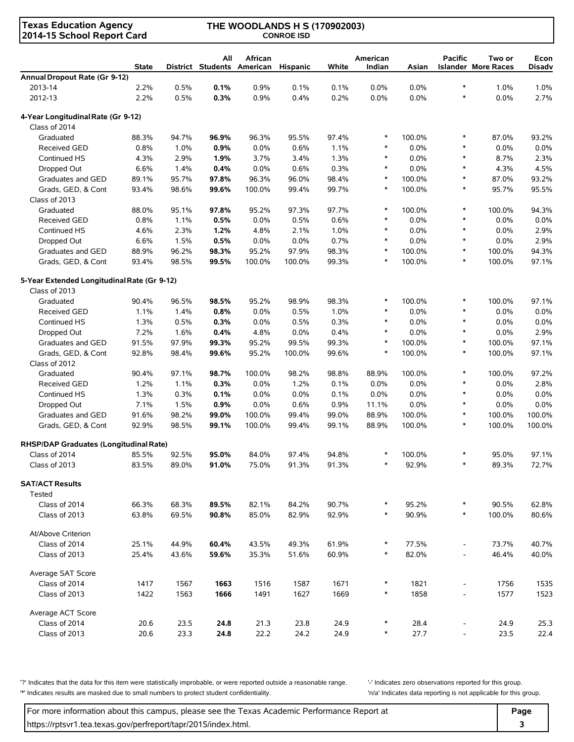**Texas Education Agency**
**2014-15 School Report Card**

**THE WOODLANDS H S (170902003)**
**CONROE ISD**

| | State | District | All Students | African American | Hispanic | White | American Indian | Asian | Pacific Islander | Two or More Races | Econ Disadv |
|---|---|---|---|---|---|---|---|---|---|---|---|
| **Annual Dropout Rate (Gr 9-12)** | | | | | | | | | | | |
| 2013-14 | 2.2% | 0.5% | **0.1%** | 0.9% | 0.1% | 0.1% | 0.0% | 0.0% | * | 1.0% | 1.0% |
| 2012-13 | 2.2% | 0.5% | **0.3%** | 0.9% | 0.4% | 0.2% | 0.0% | 0.0% | * | 0.0% | 2.7% |
| **4-Year Longitudinal Rate (Gr 9-12)** | | | | | | | | | | | |
| Class of 2014 | | | | | | | | | | | |
| Graduated | 88.3% | 94.7% | **96.9%** | 96.3% | 95.5% | 97.4% | * | 100.0% | * | 87.0% | 93.2% |
| Received GED | 0.8% | 1.0% | **0.9%** | 0.0% | 0.6% | 1.1% | * | 0.0% | * | 0.0% | 0.0% |
| Continued HS | 4.3% | 2.9% | **1.9%** | 3.7% | 3.4% | 1.3% | * | 0.0% | * | 8.7% | 2.3% |
| Dropped Out | 6.6% | 1.4% | **0.4%** | 0.0% | 0.6% | 0.3% | * | 0.0% | * | 4.3% | 4.5% |
| Graduates and GED | 89.1% | 95.7% | **97.8%** | 96.3% | 96.0% | 98.4% | * | 100.0% | * | 87.0% | 93.2% |
| Grads, GED, & Cont | 93.4% | 98.6% | **99.6%** | 100.0% | 99.4% | 99.7% | * | 100.0% | * | 95.7% | 95.5% |
| Class of 2013 | | | | | | | | | | | |
| Graduated | 88.0% | 95.1% | **97.8%** | 95.2% | 97.3% | 97.7% | * | 100.0% | * | 100.0% | 94.3% |
| Received GED | 0.8% | 1.1% | **0.5%** | 0.0% | 0.5% | 0.6% | * | 0.0% | * | 0.0% | 0.0% |
| Continued HS | 4.6% | 2.3% | **1.2%** | 4.8% | 2.1% | 1.0% | * | 0.0% | * | 0.0% | 2.9% |
| Dropped Out | 6.6% | 1.5% | **0.5%** | 0.0% | 0.0% | 0.7% | * | 0.0% | * | 0.0% | 2.9% |
| Graduates and GED | 88.9% | 96.2% | **98.3%** | 95.2% | 97.9% | 98.3% | * | 100.0% | * | 100.0% | 94.3% |
| Grads, GED, & Cont | 93.4% | 98.5% | **99.5%** | 100.0% | 100.0% | 99.3% | * | 100.0% | * | 100.0% | 97.1% |
| **5-Year Extended Longitudinal Rate (Gr 9-12)** | | | | | | | | | | | |
| Class of 2013 | | | | | | | | | | | |
| Graduated | 90.4% | 96.5% | **98.5%** | 95.2% | 98.9% | 98.3% | * | 100.0% | * | 100.0% | 97.1% |
| Received GED | 1.1% | 1.4% | **0.8%** | 0.0% | 0.5% | 1.0% | * | 0.0% | * | 0.0% | 0.0% |
| Continued HS | 1.3% | 0.5% | **0.3%** | 0.0% | 0.5% | 0.3% | * | 0.0% | * | 0.0% | 0.0% |
| Dropped Out | 7.2% | 1.6% | **0.4%** | 4.8% | 0.0% | 0.4% | * | 0.0% | * | 0.0% | 2.9% |
| Graduates and GED | 91.5% | 97.9% | **99.3%** | 95.2% | 99.5% | 99.3% | * | 100.0% | * | 100.0% | 97.1% |
| Grads, GED, & Cont | 92.8% | 98.4% | **99.6%** | 95.2% | 100.0% | 99.6% | * | 100.0% | * | 100.0% | 97.1% |
| Class of 2012 | | | | | | | | | | | |
| Graduated | 90.4% | 97.1% | **98.7%** | 100.0% | 98.2% | 98.8% | 88.9% | 100.0% | * | 100.0% | 97.2% |
| Received GED | 1.2% | 1.1% | **0.3%** | 0.0% | 1.2% | 0.1% | 0.0% | 0.0% | * | 0.0% | 2.8% |
| Continued HS | 1.3% | 0.3% | **0.1%** | 0.0% | 0.0% | 0.1% | 0.0% | 0.0% | * | 0.0% | 0.0% |
| Dropped Out | 7.1% | 1.5% | **0.9%** | 0.0% | 0.6% | 0.9% | 11.1% | 0.0% | * | 0.0% | 0.0% |
| Graduates and GED | 91.6% | 98.2% | **99.0%** | 100.0% | 99.4% | 99.0% | 88.9% | 100.0% | * | 100.0% | 100.0% |
| Grads, GED, & Cont | 92.9% | 98.5% | **99.1%** | 100.0% | 99.4% | 99.1% | 88.9% | 100.0% | * | 100.0% | 100.0% |
| **RHSP/DAP Graduates (Longitudinal Rate)** | | | | | | | | | | | |
| Class of 2014 | 85.5% | 92.5% | **95.0%** | 84.0% | 97.4% | 94.8% | * | 100.0% | * | 95.0% | 97.1% |
| Class of 2013 | 83.5% | 89.0% | **91.0%** | 75.0% | 91.3% | 91.3% | * | 92.9% | * | 89.3% | 72.7% |
| **SAT/ACT Results** | | | | | | | | | | | |
| Tested | | | | | | | | | | | |
| Class of 2014 | 66.3% | 68.3% | **89.5%** | 82.1% | 84.2% | 90.7% | * | 95.2% | * | 90.5% | 62.8% |
| Class of 2013 | 63.8% | 69.5% | **90.8%** | 85.0% | 82.9% | 92.9% | * | 90.9% | * | 100.0% | 80.6% |
| At/Above Criterion | | | | | | | | | | | |
| Class of 2014 | 25.1% | 44.9% | **60.4%** | 43.5% | 49.3% | 61.9% | * | 77.5% | - | 73.7% | 40.7% |
| Class of 2013 | 25.4% | 43.6% | **59.6%** | 35.3% | 51.6% | 60.9% | * | 82.0% | - | 46.4% | 40.0% |
| Average SAT Score | | | | | | | | | | | |
| Class of 2014 | 1417 | 1567 | **1663** | 1516 | 1587 | 1671 | * | 1821 | - | 1756 | 1535 |
| Class of 2013 | 1422 | 1563 | **1666** | 1491 | 1627 | 1669 | * | 1858 | - | 1577 | 1523 |
| Average ACT Score | | | | | | | | | | | |
| Class of 2014 | 20.6 | 23.5 | **24.8** | 21.3 | 23.8 | 24.9 | * | 28.4 | - | 24.9 | 25.3 |
| Class of 2013 | 20.6 | 23.3 | **24.8** | 22.2 | 24.2 | 24.9 | * | 27.7 | - | 23.5 | 22.4 |

'?' Indicates that the data for this item were statistically improbable, or were reported outside a reasonable range.
'*' Indicates results are masked due to small numbers to protect student confidentiality.
'-' Indicates zero observations reported for this group.
'n/a' Indicates data reporting is not applicable for this group.

For more information about this campus, please see the Texas Academic Performance Report at https://rptsvr1.tea.texas.gov/perfreport/tapr/2015/index.html.